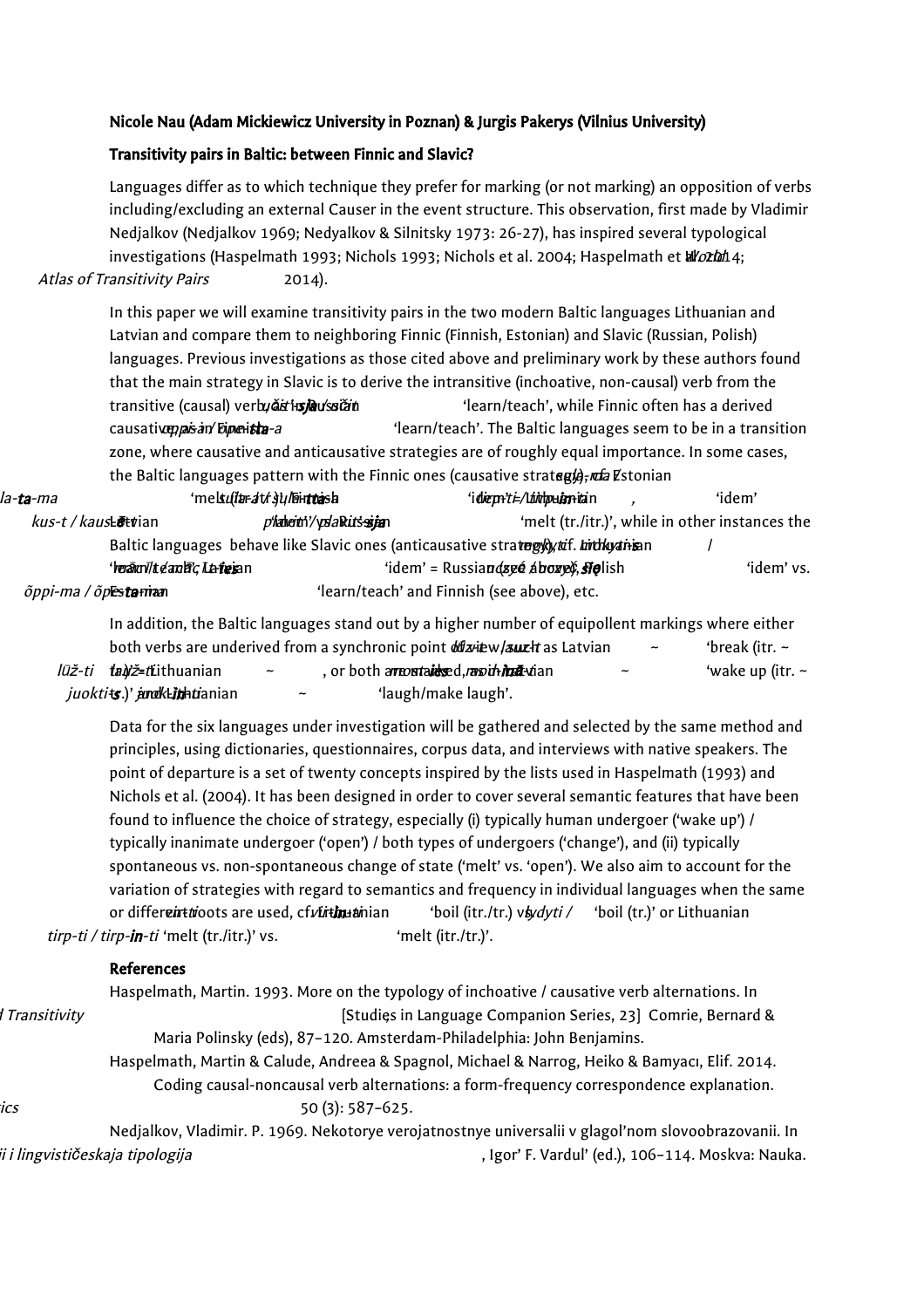**Nicole Nau (Adam Mickiewicz University in Poznan) & Jurgis Pakerys (Vilnius University)**

**Transitivity pairs in Baltic: between Finnic and Slavic?**

Languages differ as to which technique they prefer for marking (or not marking) an opposition of verbs including/excluding an external Causer in the event structure. This observation, first made by Vladimir Nedjalkov (Nedjalkov 1969; Nedyalkov & Silnitsky 1973: 26-27), has inspired several typological investigations (Haspelmath 1993; Nichols 1993; Nichols et al. 2004; Haspelmath et al. 2014; *WoTAP: World Atlas of Transitivity Pairs* 2014).

In this paper we will examine transitivity pairs in the two modern Baltic languages Lithuanian and Latvian and compare them to neighboring Finnic (Finnish, Estonian) and Slavic (Russian, Polish) languages. Previous investigations as those cited above and preliminary work by these authors found that the main strategy in Slavic is to derive the intransitive (inchoative, non-causal) verb from the transitive (causal) verb, cf. Russian *učit'-**sja*** / *učit'* 'learn/teach', while Finnic often has a derived causative, as in Finnish *oppi-a* / *ope-**tta**-a* 'learn/teach'. The Baltic languages seem to be in a transition zone, where causative and anticausative strategies are of roughly equal importance. In some cases, the Baltic languages pattern with the Finnic ones (causative strategy), cf. Estonian *sula-ma* / *sula-**ta**-ma* 'melt (itr./tr.)', Finnish *sula-a* / *sula-**tta**-a* 'idem', Lithuanian *tirp-ti* / *tirp-**in**-ti* 'idem', Latvian *kus-t* / *kaus-ē-t* 'idem' vs. Russian *plavit'* / *plavit'-**sja*** 'melt (tr./itr.)', while in other instances the Baltic languages behave like Slavic ones (anticausative strategy), cf. Lithuanian *moky-ti-**s*** / *moky-ti* 'learn/teach', Latvian *mācī-t-ie-**s*** / *mācī-t* 'idem' = Russian *učit'-sja* / *učit'* (see above), Polish *uczyć **się*** / *uczyć* 'idem' vs. Estonian *õppi-ma* / *õpe-**ta**-ma* 'learn/teach' and Finnish (see above), etc.

In addition, the Baltic languages stand out by a higher number of equipollent markings where either both verbs are underived from a synchronic point of view, as Latvian *lūz-t* ~ *lauz-t* 'break (itr. ~ tr.)', Lithuanian *lūž-ti* ~ *lauž-ti*, or both are marked, as in Latvian *mos-tie-**s*** ~ *mod-**inā**-t* 'wake up (itr. ~ tr.)' and Lithuanian *juokti-**s*** ~ *juok-**in**-ti* 'laugh/make laugh'.

Data for the six languages under investigation will be gathered and selected by the same method and principles, using dictionaries, questionnaires, corpus data, and interviews with native speakers. The point of departure is a set of twenty concepts inspired by the lists used in Haspelmath (1993) and Nichols et al. (2004). It has been designed in order to cover several semantic features that have been found to influence the choice of strategy, especially (i) typically human undergoer ('wake up') / typically inanimate undergoer ('open') / both types of undergoers ('change'), and (ii) typically spontaneous vs. non-spontaneous change of state ('melt' vs. 'open'). We also aim to account for the variation of strategies with regard to semantics and frequency in individual languages when the same or different roots are used, cf. Lithuanian *vir-ti* / *vir-**in**-ti* 'boil (itr./tr.)' vs. *vir-ti* 'boil (tr.)' or Lithuanian *lydyti* / *tirp-ti* 'melt (tr./itr.)' vs. *tirp-ti* / *tirp-**in**-ti* 'melt (itr./tr.)'.

**References**

Haspelmath, Martin. 1993. More on the typology of inchoative / causative verb alternations. In *Causatives and Transitivity* [Studies in Language Companion Series, 23] Comrie, Bernard & Maria Polinsky (eds), 87–120. Amsterdam-Philadelphia: John Benjamins.

Haspelmath, Martin & Calude, Andreea & Spagnol, Michael & Narrog, Heiko & Bamyacı, Elif. 2014. Coding causal-noncausal verb alternations: a form-frequency correspondence explanation. *Journal of Linguistics* 50 (3): 587–625.

Nedjalkov, Vladimir. P. 1969. Nekotorye verojatnostnye universalii v glagol'nom slovoobrazovanii. In *Jazykovye universalii i lingvističeskaja tipologija*, Igor' F. Vardul' (ed.), 106–114. Moskva: Nauka.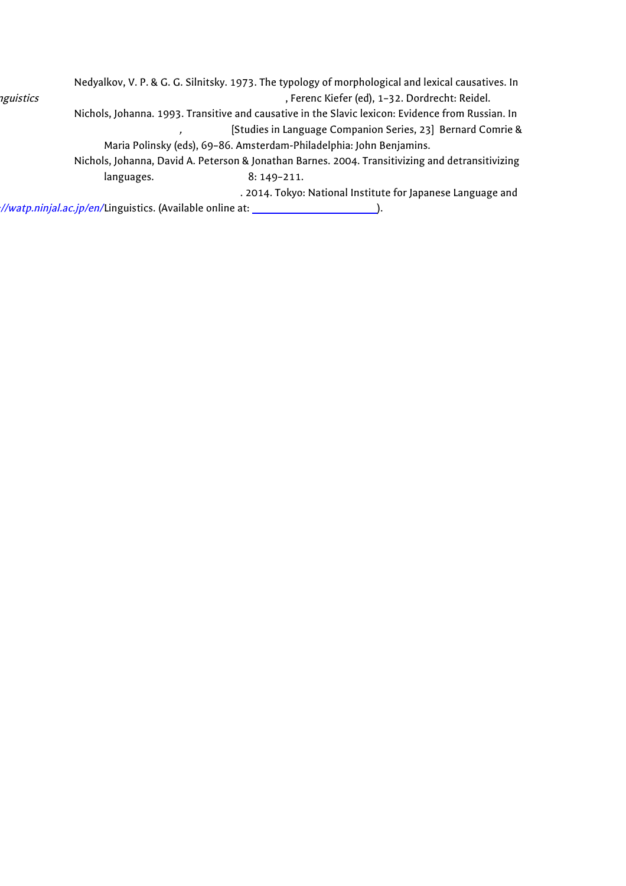Nedyalkov, V. P. & G. G. Silnitsky. 1973. The typology of morphological and lexical causatives. In *...nguistics*, Ferenc Kiefer (ed), 1–32. Dordrecht: Reidel.

Nichols, Johanna. 1993. Transitive and causative in the Slavic lexicon: Evidence from Russian. In , [Studies in Language Companion Series, 23] Bernard Comrie & Maria Polinsky (eds), 69–86. Amsterdam-Philadelphia: John Benjamins.

Nichols, Johanna, David A. Peterson & Jonathan Barnes. 2004. Transitivizing and detransitivizing languages. 8: 149–211.

. 2014. Tokyo: National Institute for Japanese Language and Linguistics. (Available online at: *...//watp.ninjal.ac.jp/en/*).